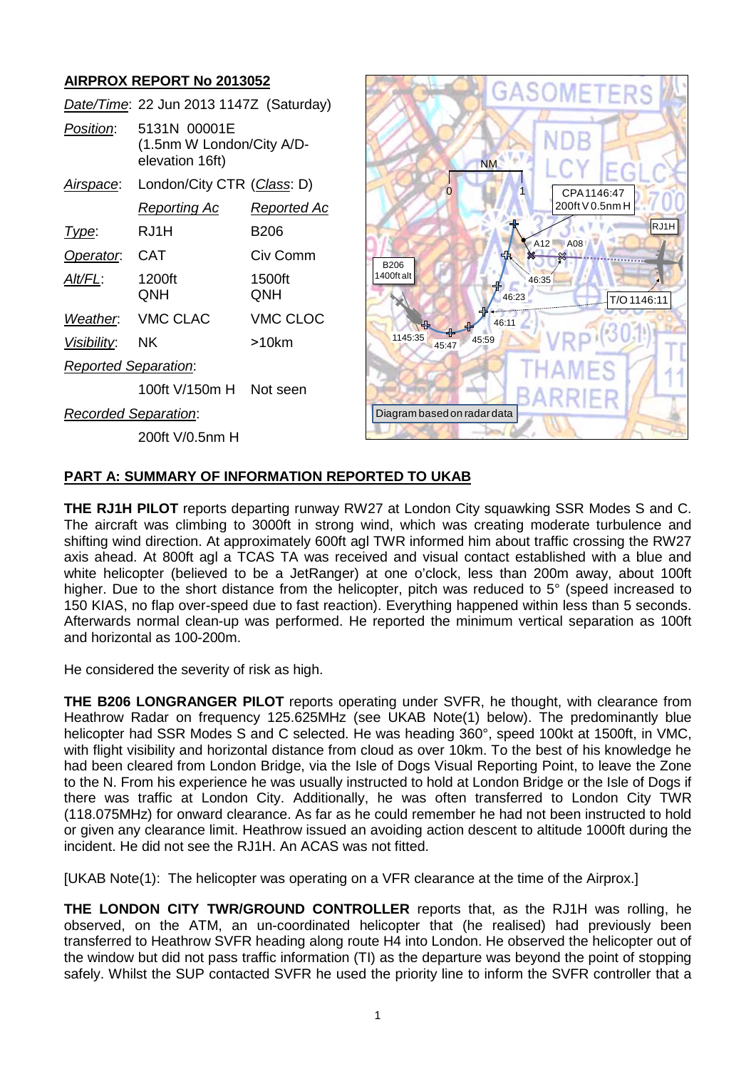## AIRPROX REPORT No 2013052

| | | |
|---|---|---|
| *Date/Time*: | 22 Jun 2013 1147Z (Saturday) | |
| *Position*: | 5131N 00001E (1.5nm W London/City A/D- elevation 16ft) | |
| *Airspace*: | London/City CTR (*Class*: D) | |
| | *Reporting Ac* | *Reported Ac* |
| *Type*: | RJ1H | B206 |
| *Operator*: | CAT | Civ Comm |
| *Alt/FL*: | 1200ft QNH | 1500ft QNH |
| *Weather*: | VMC CLAC | VMC CLOC |
| *Visibility*: | NK | >10km |
| *Reported Separation*: | | |
| | 100ft V/150m H | Not seen |
| *Recorded Separation*: | | |
| | 200ft V/0.5nm H | |

Diagram based on radar data

## PART A: SUMMARY OF INFORMATION REPORTED TO UKAB

**THE RJ1H PILOT** reports departing runway RW27 at London City squawking SSR Modes S and C. The aircraft was climbing to 3000ft in strong wind, which was creating moderate turbulence and shifting wind direction. At approximately 600ft agl TWR informed him about traffic crossing the RW27 axis ahead. At 800ft agl a TCAS TA was received and visual contact established with a blue and white helicopter (believed to be a JetRanger) at one o'clock, less than 200m away, about 100ft higher. Due to the short distance from the helicopter, pitch was reduced to 5° (speed increased to 150 KIAS, no flap over-speed due to fast reaction). Everything happened within less than 5 seconds. Afterwards normal clean-up was performed. He reported the minimum vertical separation as 100ft and horizontal as 100-200m.

He considered the severity of risk as high.

**THE B206 LONGRANGER PILOT** reports operating under SVFR, he thought, with clearance from Heathrow Radar on frequency 125.625MHz (see UKAB Note(1) below). The predominantly blue helicopter had SSR Modes S and C selected. He was heading 360°, speed 100kt at 1500ft, in VMC, with flight visibility and horizontal distance from cloud as over 10km. To the best of his knowledge he had been cleared from London Bridge, via the Isle of Dogs Visual Reporting Point, to leave the Zone to the N. From his experience he was usually instructed to hold at London Bridge or the Isle of Dogs if there was traffic at London City. Additionally, he was often transferred to London City TWR (118.075MHz) for onward clearance. As far as he could remember he had not been instructed to hold or given any clearance limit. Heathrow issued an avoiding action descent to altitude 1000ft during the incident. He did not see the RJ1H. An ACAS was not fitted.

[UKAB Note(1): The helicopter was operating on a VFR clearance at the time of the Airprox.]

**THE LONDON CITY TWR/GROUND CONTROLLER** reports that, as the RJ1H was rolling, he observed, on the ATM, an un-coordinated helicopter that (he realised) had previously been transferred to Heathrow SVFR heading along route H4 into London. He observed the helicopter out of the window but did not pass traffic information (TI) as the departure was beyond the point of stopping safely. Whilst the SUP contacted SVFR he used the priority line to inform the SVFR controller that a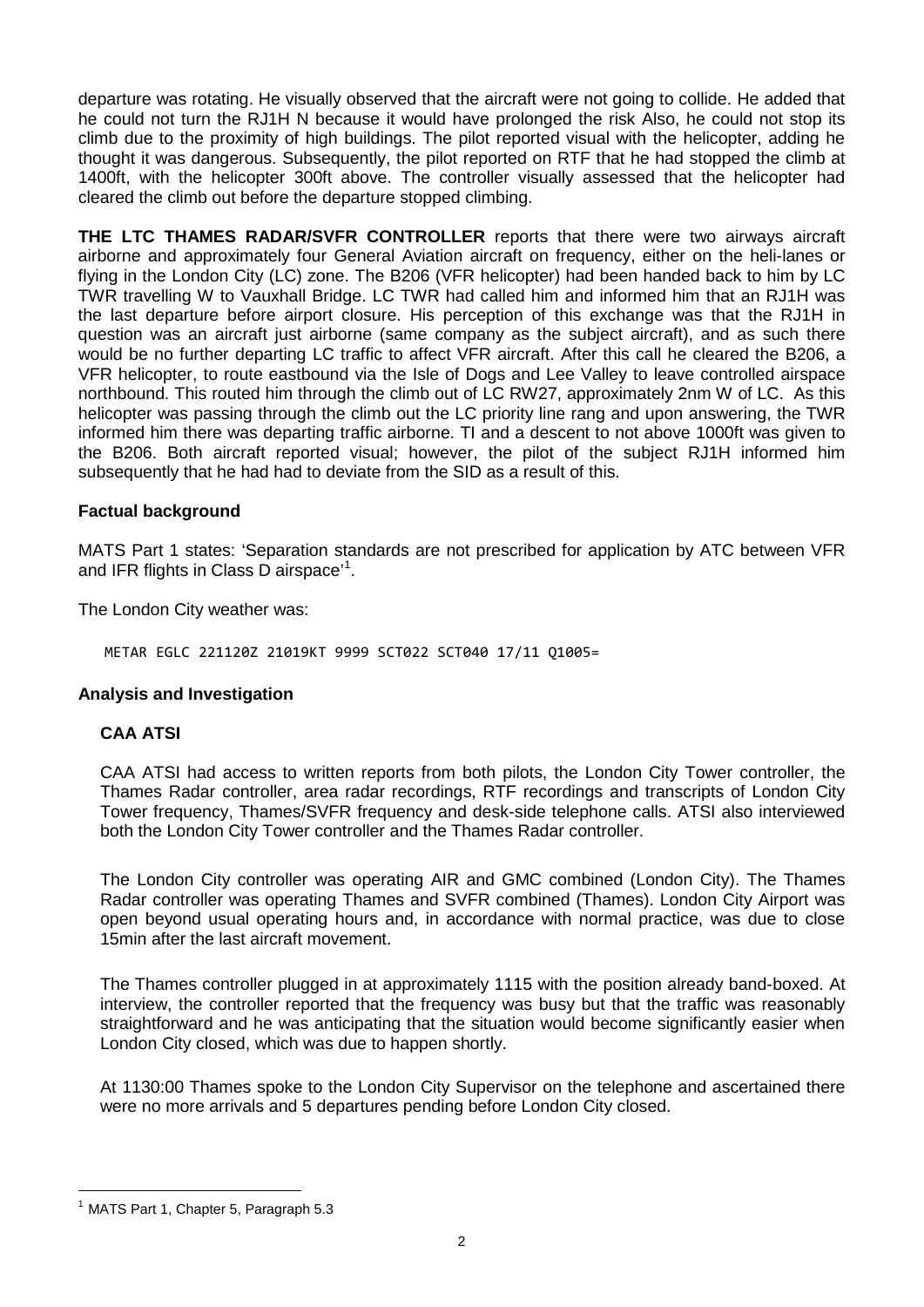departure was rotating. He visually observed that the aircraft were not going to collide. He added that he could not turn the RJ1H N because it would have prolonged the risk Also, he could not stop its climb due to the proximity of high buildings. The pilot reported visual with the helicopter, adding he thought it was dangerous. Subsequently, the pilot reported on RTF that he had stopped the climb at 1400ft, with the helicopter 300ft above. The controller visually assessed that the helicopter had cleared the climb out before the departure stopped climbing.

**THE LTC THAMES RADAR/SVFR CONTROLLER** reports that there were two airways aircraft airborne and approximately four General Aviation aircraft on frequency, either on the heli-lanes or flying in the London City (LC) zone. The B206 (VFR helicopter) had been handed back to him by LC TWR travelling W to Vauxhall Bridge. LC TWR had called him and informed him that an RJ1H was the last departure before airport closure. His perception of this exchange was that the RJ1H in question was an aircraft just airborne (same company as the subject aircraft), and as such there would be no further departing LC traffic to affect VFR aircraft. After this call he cleared the B206, a VFR helicopter, to route eastbound via the Isle of Dogs and Lee Valley to leave controlled airspace northbound. This routed him through the climb out of LC RW27, approximately 2nm W of LC. As this helicopter was passing through the climb out the LC priority line rang and upon answering, the TWR informed him there was departing traffic airborne. TI and a descent to not above 1000ft was given to the B206. Both aircraft reported visual; however, the pilot of the subject RJ1H informed him subsequently that he had had to deviate from the SID as a result of this.

## Factual background

MATS Part 1 states: 'Separation standards are not prescribed for application by ATC between VFR and IFR flights in Class D airspace'[1].

The London City weather was:

```
METAR EGLC 221120Z 21019KT 9999 SCT022 SCT040 17/11 Q1005=
```

## Analysis and Investigation

### CAA ATSI

CAA ATSI had access to written reports from both pilots, the London City Tower controller, the Thames Radar controller, area radar recordings, RTF recordings and transcripts of London City Tower frequency, Thames/SVFR frequency and desk-side telephone calls. ATSI also interviewed both the London City Tower controller and the Thames Radar controller.

The London City controller was operating AIR and GMC combined (London City). The Thames Radar controller was operating Thames and SVFR combined (Thames). London City Airport was open beyond usual operating hours and, in accordance with normal practice, was due to close 15min after the last aircraft movement.

The Thames controller plugged in at approximately 1115 with the position already band-boxed. At interview, the controller reported that the frequency was busy but that the traffic was reasonably straightforward and he was anticipating that the situation would become significantly easier when London City closed, which was due to happen shortly.

At 1130:00 Thames spoke to the London City Supervisor on the telephone and ascertained there were no more arrivals and 5 departures pending before London City closed.

[1] MATS Part 1, Chapter 5, Paragraph 5.3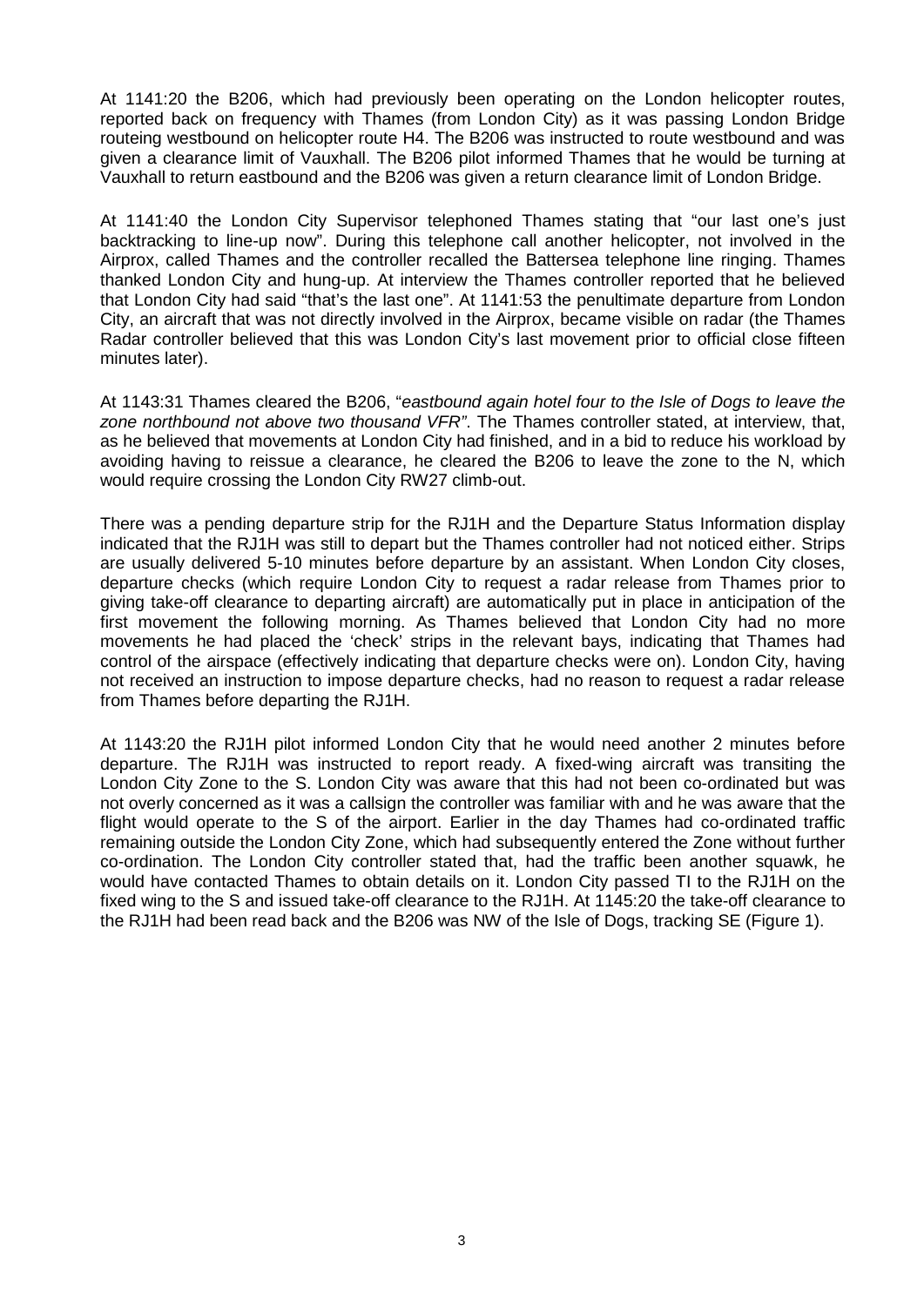At 1141:20 the B206, which had previously been operating on the London helicopter routes, reported back on frequency with Thames (from London City) as it was passing London Bridge routeing westbound on helicopter route H4. The B206 was instructed to route westbound and was given a clearance limit of Vauxhall. The B206 pilot informed Thames that he would be turning at Vauxhall to return eastbound and the B206 was given a return clearance limit of London Bridge.

At 1141:40 the London City Supervisor telephoned Thames stating that "our last one's just backtracking to line-up now". During this telephone call another helicopter, not involved in the Airprox, called Thames and the controller recalled the Battersea telephone line ringing. Thames thanked London City and hung-up. At interview the Thames controller reported that he believed that London City had said "that's the last one". At 1141:53 the penultimate departure from London City, an aircraft that was not directly involved in the Airprox, became visible on radar (the Thames Radar controller believed that this was London City's last movement prior to official close fifteen minutes later).

At 1143:31 Thames cleared the B206, "*eastbound again hotel four to the Isle of Dogs to leave the zone northbound not above two thousand VFR"*. The Thames controller stated, at interview, that, as he believed that movements at London City had finished, and in a bid to reduce his workload by avoiding having to reissue a clearance, he cleared the B206 to leave the zone to the N, which would require crossing the London City RW27 climb-out.

There was a pending departure strip for the RJ1H and the Departure Status Information display indicated that the RJ1H was still to depart but the Thames controller had not noticed either. Strips are usually delivered 5-10 minutes before departure by an assistant. When London City closes, departure checks (which require London City to request a radar release from Thames prior to giving take-off clearance to departing aircraft) are automatically put in place in anticipation of the first movement the following morning. As Thames believed that London City had no more movements he had placed the 'check' strips in the relevant bays, indicating that Thames had control of the airspace (effectively indicating that departure checks were on). London City, having not received an instruction to impose departure checks, had no reason to request a radar release from Thames before departing the RJ1H.

At 1143:20 the RJ1H pilot informed London City that he would need another 2 minutes before departure. The RJ1H was instructed to report ready. A fixed-wing aircraft was transiting the London City Zone to the S. London City was aware that this had not been co-ordinated but was not overly concerned as it was a callsign the controller was familiar with and he was aware that the flight would operate to the S of the airport. Earlier in the day Thames had co-ordinated traffic remaining outside the London City Zone, which had subsequently entered the Zone without further co-ordination. The London City controller stated that, had the traffic been another squawk, he would have contacted Thames to obtain details on it. London City passed TI to the RJ1H on the fixed wing to the S and issued take-off clearance to the RJ1H. At 1145:20 the take-off clearance to the RJ1H had been read back and the B206 was NW of the Isle of Dogs, tracking SE (Figure 1).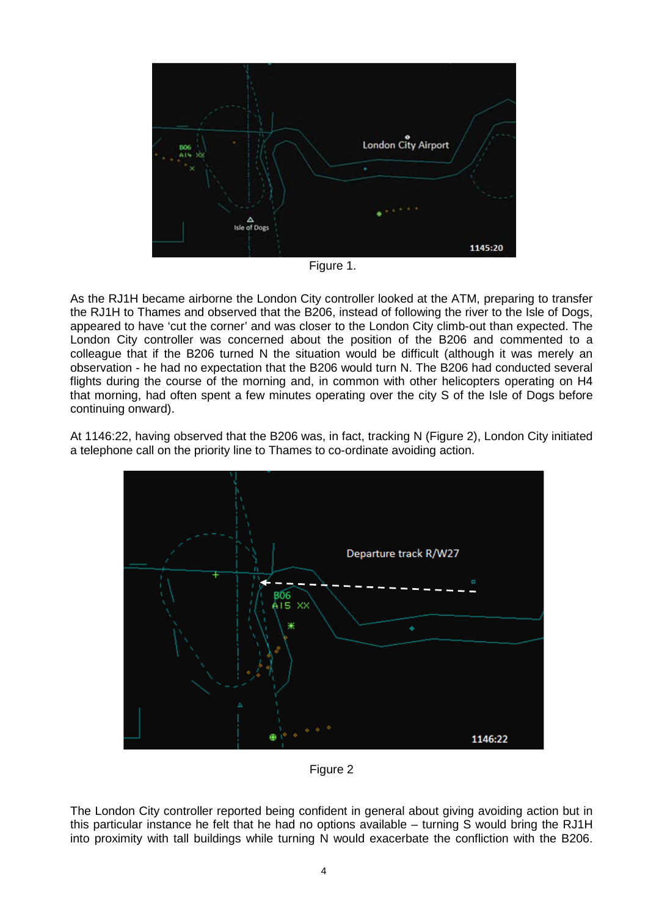Figure 1.

As the RJ1H became airborne the London City controller looked at the ATM, preparing to transfer the RJ1H to Thames and observed that the B206, instead of following the river to the Isle of Dogs, appeared to have 'cut the corner' and was closer to the London City climb-out than expected. The London City controller was concerned about the position of the B206 and commented to a colleague that if the B206 turned N the situation would be difficult (although it was merely an observation - he had no expectation that the B206 would turn N. The B206 had conducted several flights during the course of the morning and, in common with other helicopters operating on H4 that morning, had often spent a few minutes operating over the city S of the Isle of Dogs before continuing onward).

At 1146:22, having observed that the B206 was, in fact, tracking N (Figure 2), London City initiated a telephone call on the priority line to Thames to co-ordinate avoiding action.

Figure 2

The London City controller reported being confident in general about giving avoiding action but in this particular instance he felt that he had no options available – turning S would bring the RJ1H into proximity with tall buildings while turning N would exacerbate the confliction with the B206.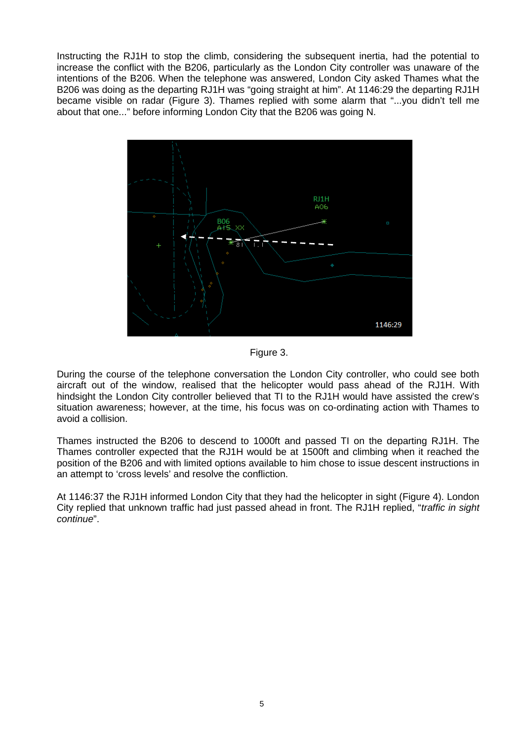Instructing the RJ1H to stop the climb, considering the subsequent inertia, had the potential to increase the conflict with the B206, particularly as the London City controller was unaware of the intentions of the B206. When the telephone was answered, London City asked Thames what the B206 was doing as the departing RJ1H was "going straight at him". At 1146:29 the departing RJ1H became visible on radar (Figure 3). Thames replied with some alarm that "...you didn't tell me about that one..." before informing London City that the B206 was going N.

Figure 3.

During the course of the telephone conversation the London City controller, who could see both aircraft out of the window, realised that the helicopter would pass ahead of the RJ1H. With hindsight the London City controller believed that TI to the RJ1H would have assisted the crew's situation awareness; however, at the time, his focus was on co-ordinating action with Thames to avoid a collision.

Thames instructed the B206 to descend to 1000ft and passed TI on the departing RJ1H. The Thames controller expected that the RJ1H would be at 1500ft and climbing when it reached the position of the B206 and with limited options available to him chose to issue descent instructions in an attempt to 'cross levels' and resolve the confliction.

At 1146:37 the RJ1H informed London City that they had the helicopter in sight (Figure 4). London City replied that unknown traffic had just passed ahead in front. The RJ1H replied, "*traffic in sight continue*".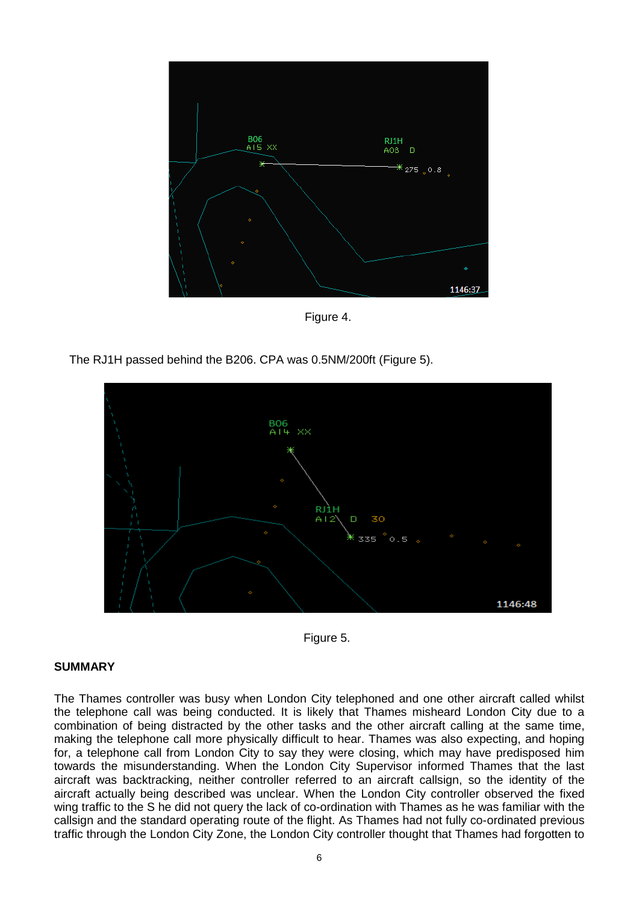Figure 4.

The RJ1H passed behind the B206. CPA was 0.5NM/200ft (Figure 5).

Figure 5.

**SUMMARY**

The Thames controller was busy when London City telephoned and one other aircraft called whilst the telephone call was being conducted. It is likely that Thames misheard London City due to a combination of being distracted by the other tasks and the other aircraft calling at the same time, making the telephone call more physically difficult to hear. Thames was also expecting, and hoping for, a telephone call from London City to say they were closing, which may have predisposed him towards the misunderstanding. When the London City Supervisor informed Thames that the last aircraft was backtracking, neither controller referred to an aircraft callsign, so the identity of the aircraft actually being described was unclear. When the London City controller observed the fixed wing traffic to the S he did not query the lack of co-ordination with Thames as he was familiar with the callsign and the standard operating route of the flight. As Thames had not fully co-ordinated previous traffic through the London City Zone, the London City controller thought that Thames had forgotten to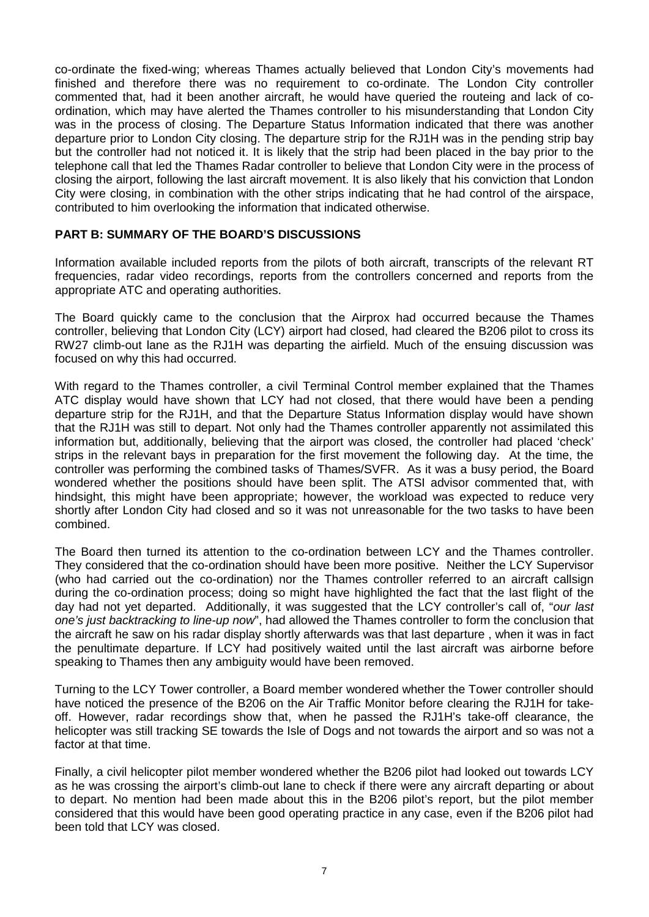co-ordinate the fixed-wing; whereas Thames actually believed that London City's movements had finished and therefore there was no requirement to co-ordinate. The London City controller commented that, had it been another aircraft, he would have queried the routeing and lack of co-ordination, which may have alerted the Thames controller to his misunderstanding that London City was in the process of closing. The Departure Status Information indicated that there was another departure prior to London City closing. The departure strip for the RJ1H was in the pending strip bay but the controller had not noticed it. It is likely that the strip had been placed in the bay prior to the telephone call that led the Thames Radar controller to believe that London City were in the process of closing the airport, following the last aircraft movement. It is also likely that his conviction that London City were closing, in combination with the other strips indicating that he had control of the airspace, contributed to him overlooking the information that indicated otherwise.

## PART B: SUMMARY OF THE BOARD'S DISCUSSIONS

Information available included reports from the pilots of both aircraft, transcripts of the relevant RT frequencies, radar video recordings, reports from the controllers concerned and reports from the appropriate ATC and operating authorities.

The Board quickly came to the conclusion that the Airprox had occurred because the Thames controller, believing that London City (LCY) airport had closed, had cleared the B206 pilot to cross its RW27 climb-out lane as the RJ1H was departing the airfield. Much of the ensuing discussion was focused on why this had occurred.

With regard to the Thames controller, a civil Terminal Control member explained that the Thames ATC display would have shown that LCY had not closed, that there would have been a pending departure strip for the RJ1H, and that the Departure Status Information display would have shown that the RJ1H was still to depart. Not only had the Thames controller apparently not assimilated this information but, additionally, believing that the airport was closed, the controller had placed 'check' strips in the relevant bays in preparation for the first movement the following day. At the time, the controller was performing the combined tasks of Thames/SVFR. As it was a busy period, the Board wondered whether the positions should have been split. The ATSI advisor commented that, with hindsight, this might have been appropriate; however, the workload was expected to reduce very shortly after London City had closed and so it was not unreasonable for the two tasks to have been combined.

The Board then turned its attention to the co-ordination between LCY and the Thames controller. They considered that the co-ordination should have been more positive. Neither the LCY Supervisor (who had carried out the co-ordination) nor the Thames controller referred to an aircraft callsign during the co-ordination process; doing so might have highlighted the fact that the last flight of the day had not yet departed. Additionally, it was suggested that the LCY controller's call of, "*our last one's just backtracking to line-up now*", had allowed the Thames controller to form the conclusion that the aircraft he saw on his radar display shortly afterwards was that last departure , when it was in fact the penultimate departure. If LCY had positively waited until the last aircraft was airborne before speaking to Thames then any ambiguity would have been removed.

Turning to the LCY Tower controller, a Board member wondered whether the Tower controller should have noticed the presence of the B206 on the Air Traffic Monitor before clearing the RJ1H for take-off. However, radar recordings show that, when he passed the RJ1H's take-off clearance, the helicopter was still tracking SE towards the Isle of Dogs and not towards the airport and so was not a factor at that time.

Finally, a civil helicopter pilot member wondered whether the B206 pilot had looked out towards LCY as he was crossing the airport's climb-out lane to check if there were any aircraft departing or about to depart. No mention had been made about this in the B206 pilot's report, but the pilot member considered that this would have been good operating practice in any case, even if the B206 pilot had been told that LCY was closed.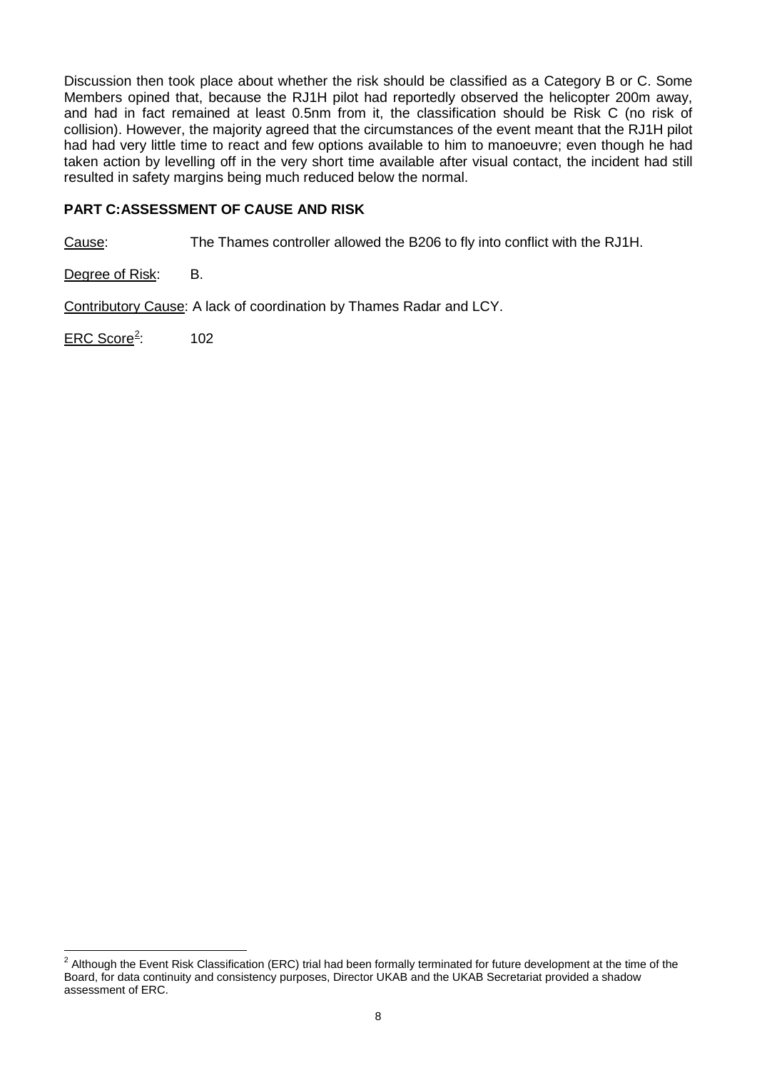Discussion then took place about whether the risk should be classified as a Category B or C. Some Members opined that, because the RJ1H pilot had reportedly observed the helicopter 200m away, and had in fact remained at least 0.5nm from it, the classification should be Risk C (no risk of collision). However, the majority agreed that the circumstances of the event meant that the RJ1H pilot had had very little time to react and few options available to him to manoeuvre; even though he had taken action by levelling off in the very short time available after visual contact, the incident had still resulted in safety margins being much reduced below the normal.

## PART C: ASSESSMENT OF CAUSE AND RISK

Cause: The Thames controller allowed the B206 to fly into conflict with the RJ1H.

Degree of Risk: B.

Contributory Cause: A lack of coordination by Thames Radar and LCY.

ERC Score[2]: 102

[2] Although the Event Risk Classification (ERC) trial had been formally terminated for future development at the time of the Board, for data continuity and consistency purposes, Director UKAB and the UKAB Secretariat provided a shadow assessment of ERC.